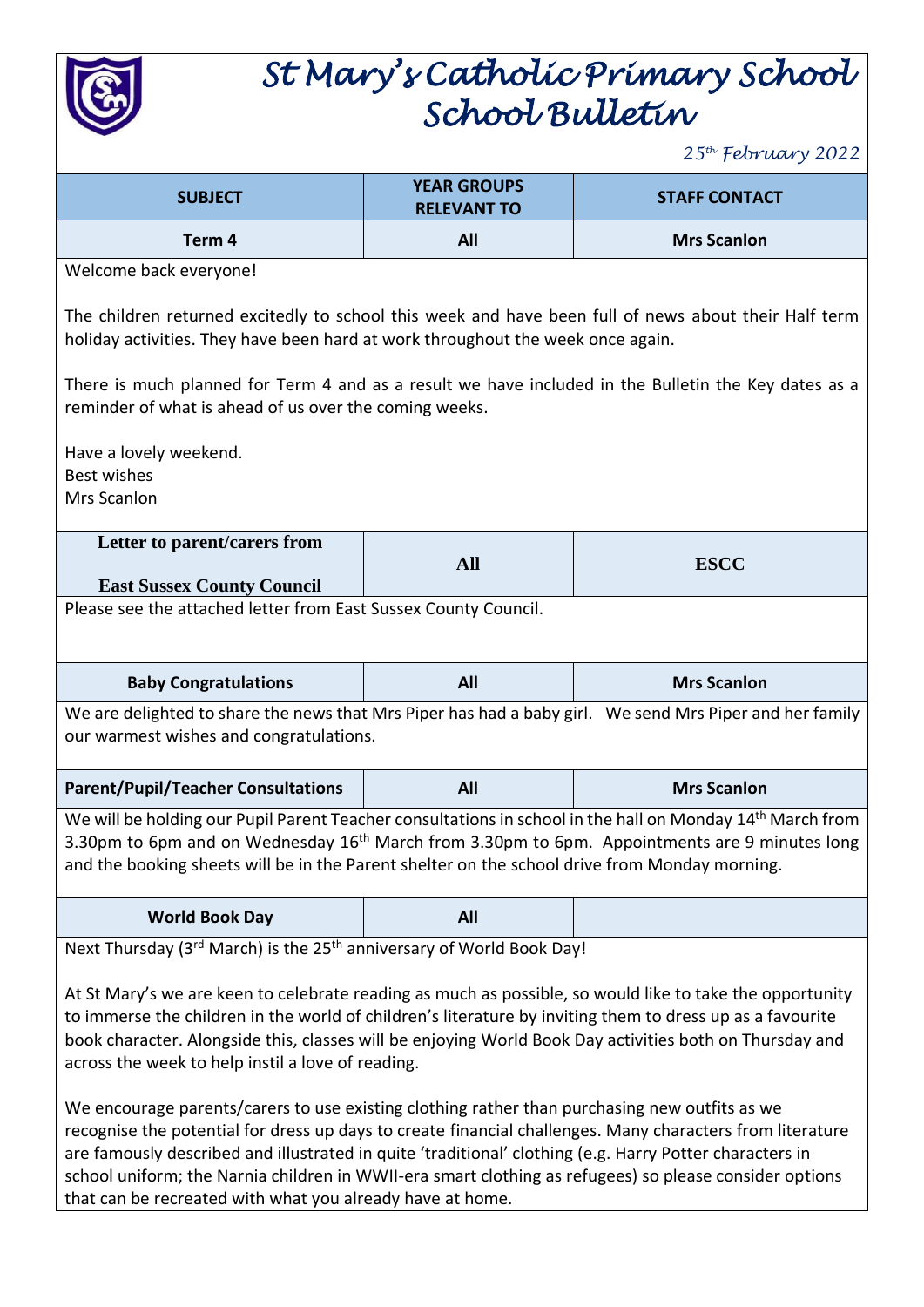# St Mary's Catholic Primary School
# School Bulletin

*25th February 2022*

| SUBJECT | YEAR GROUPS RELEVANT TO | STAFF CONTACT |
|---|---|---|
| **Term 4** | **All** | **Mrs Scanlon** |

Welcome back everyone!

The children returned excitedly to school this week and have been full of news about their Half term holiday activities. They have been hard at work throughout the week once again.

There is much planned for Term 4 and as a result we have included in the Bulletin the Key dates as a reminder of what is ahead of us over the coming weeks.

Have a lovely weekend.
Best wishes
Mrs Scanlon

| | | |
|---|---|---|
| **Letter to parent/carers from East Sussex County Council** | **All** | **ESCC** |

Please see the attached letter from East Sussex County Council.

| | | |
|---|---|---|
| **Baby Congratulations** | **All** | **Mrs Scanlon** |

We are delighted to share the news that Mrs Piper has had a baby girl. We send Mrs Piper and her family our warmest wishes and congratulations.

| | | |
|---|---|---|
| **Parent/Pupil/Teacher Consultations** | **All** | **Mrs Scanlon** |

We will be holding our Pupil Parent Teacher consultations in school in the hall on Monday 14th March from 3.30pm to 6pm and on Wednesday 16th March from 3.30pm to 6pm. Appointments are 9 minutes long and the booking sheets will be in the Parent shelter on the school drive from Monday morning.

| | | |
|---|---|---|
| **World Book Day** | **All** | |

Next Thursday (3rd March) is the 25th anniversary of World Book Day!

At St Mary's we are keen to celebrate reading as much as possible, so would like to take the opportunity to immerse the children in the world of children's literature by inviting them to dress up as a favourite book character. Alongside this, classes will be enjoying World Book Day activities both on Thursday and across the week to help instil a love of reading.

We encourage parents/carers to use existing clothing rather than purchasing new outfits as we recognise the potential for dress up days to create financial challenges. Many characters from literature are famously described and illustrated in quite 'traditional' clothing (e.g. Harry Potter characters in school uniform; the Narnia children in WWII-era smart clothing as refugees) so please consider options that can be recreated with what you already have at home.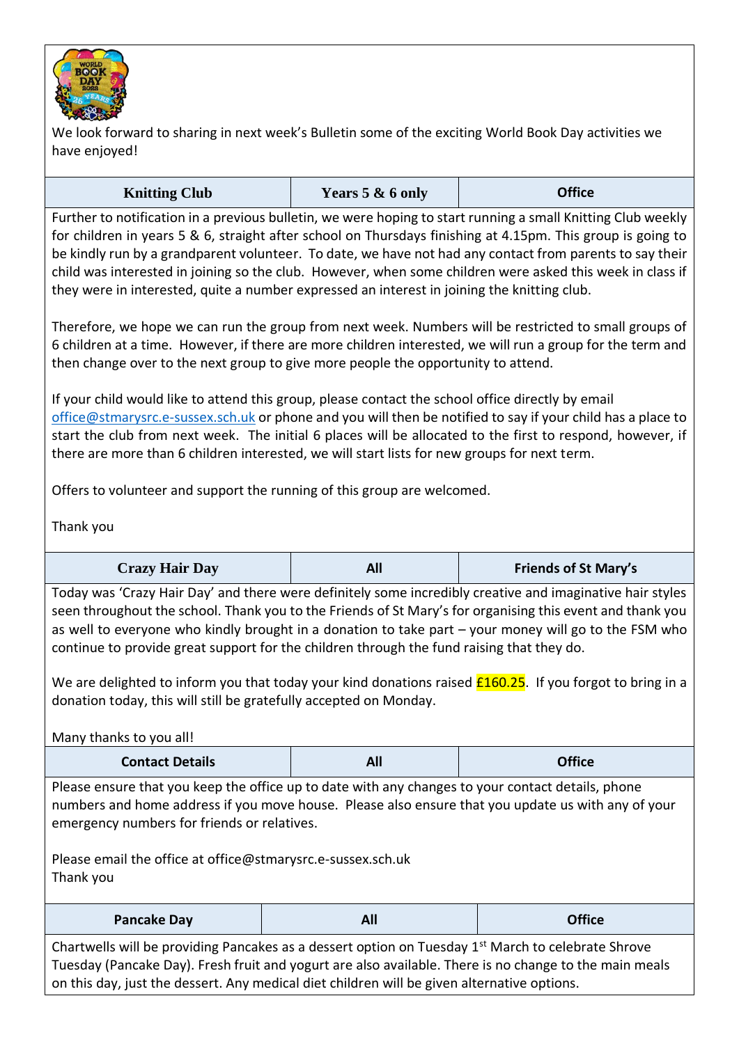We look forward to sharing in next week's Bulletin some of the exciting World Book Day activities we have enjoyed!

| Knitting Club | Years 5 & 6 only | Office |
|---|---|---|

Further to notification in a previous bulletin, we were hoping to start running a small Knitting Club weekly for children in years 5 & 6, straight after school on Thursdays finishing at 4.15pm. This group is going to be kindly run by a grandparent volunteer. To date, we have not had any contact from parents to say their child was interested in joining so the club. However, when some children were asked this week in class if they were in interested, quite a number expressed an interest in joining the knitting club.

Therefore, we hope we can run the group from next week. Numbers will be restricted to small groups of 6 children at a time. However, if there are more children interested, we will run a group for the term and then change over to the next group to give more people the opportunity to attend.

If your child would like to attend this group, please contact the school office directly by email office@stmarysrc.e-sussex.sch.uk or phone and you will then be notified to say if your child has a place to start the club from next week. The initial 6 places will be allocated to the first to respond, however, if there are more than 6 children interested, we will start lists for new groups for next term.

Offers to volunteer and support the running of this group are welcomed.

Thank you

| Crazy Hair Day | All | Friends of St Mary's |
|---|---|---|

Today was 'Crazy Hair Day' and there were definitely some incredibly creative and imaginative hair styles seen throughout the school. Thank you to the Friends of St Mary's for organising this event and thank you as well to everyone who kindly brought in a donation to take part – your money will go to the FSM who continue to provide great support for the children through the fund raising that they do.

We are delighted to inform you that today your kind donations raised **£160.25**. If you forgot to bring in a donation today, this will still be gratefully accepted on Monday.

Many thanks to you all!

| Contact Details | All | Office |
|---|---|---|

Please ensure that you keep the office up to date with any changes to your contact details, phone numbers and home address if you move house. Please also ensure that you update us with any of your emergency numbers for friends or relatives.

Please email the office at office@stmarysrc.e-sussex.sch.uk
Thank you

| Pancake Day | All | Office |
|---|---|---|

Chartwells will be providing Pancakes as a dessert option on Tuesday 1st March to celebrate Shrove Tuesday (Pancake Day). Fresh fruit and yogurt are also available. There is no change to the main meals on this day, just the dessert. Any medical diet children will be given alternative options.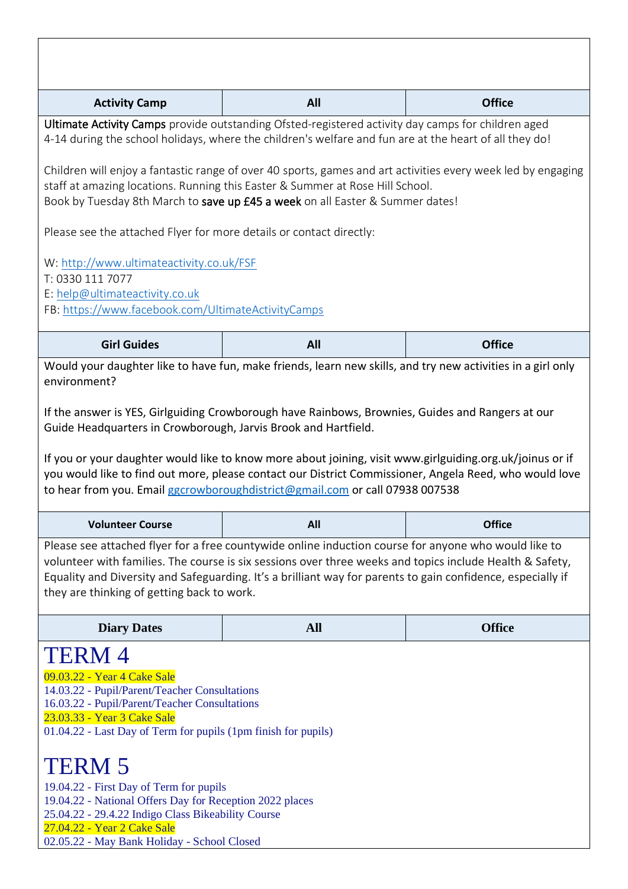| Activity Camp | All | Office |
|---|---|---|

Ultimate Activity Camps provide outstanding Ofsted-registered activity day camps for children aged 4-14 during the school holidays, where the children's welfare and fun are at the heart of all they do!

Children will enjoy a fantastic range of over 40 sports, games and art activities every week led by engaging staff at amazing locations. Running this Easter & Summer at Rose Hill School.
Book by Tuesday 8th March to save up £45 a week on all Easter & Summer dates!

Please see the attached Flyer for more details or contact directly:

W: http://www.ultimateactivity.co.uk/FSF
T: 0330 111 7077
E: help@ultimateactivity.co.uk
FB: https://www.facebook.com/UltimateActivityCamps

| Girl Guides | All | Office |
|---|---|---|

Would your daughter like to have fun, make friends, learn new skills, and try new activities in a girl only environment?

If the answer is YES, Girlguiding Crowborough have Rainbows, Brownies, Guides and Rangers at our Guide Headquarters in Crowborough, Jarvis Brook and Hartfield.

If you or your daughter would like to know more about joining, visit www.girlguiding.org.uk/joinus or if you would like to find out more, please contact our District Commissioner, Angela Reed, who would love to hear from you. Email ggcrowboroughdistrict@gmail.com or call 07938 007538

| Volunteer Course | All | Office |
|---|---|---|

Please see attached flyer for a free countywide online induction course for anyone who would like to volunteer with families. The course is six sessions over three weeks and topics include Health & Safety, Equality and Diversity and Safeguarding. It's a brilliant way for parents to gain confidence, especially if they are thinking of getting back to work.

| Diary Dates | All | Office |
|---|---|---|

# TERM 4

09.03.22 - Year 4 Cake Sale
14.03.22 - Pupil/Parent/Teacher Consultations
16.03.22 - Pupil/Parent/Teacher Consultations
23.03.33 - Year 3 Cake Sale
01.04.22 - Last Day of Term for pupils (1pm finish for pupils)

# TERM 5

19.04.22 - First Day of Term for pupils
19.04.22 - National Offers Day for Reception 2022 places
25.04.22 - 29.4.22 Indigo Class Bikeability Course
27.04.22 - Year 2 Cake Sale
02.05.22 - May Bank Holiday - School Closed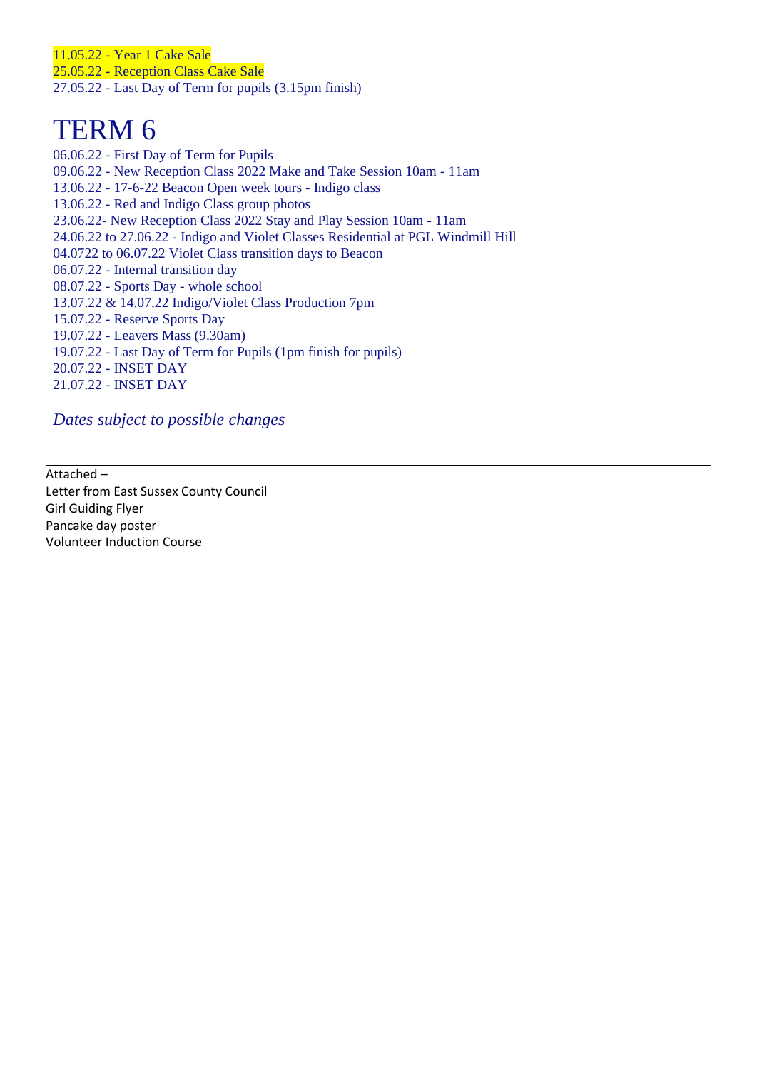11.05.22 - Year 1 Cake Sale
25.05.22 - Reception Class Cake Sale
27.05.22 - Last Day of Term for pupils (3.15pm finish)

# TERM 6

06.06.22 - First Day of Term for Pupils
09.06.22 - New Reception Class 2022 Make and Take Session 10am - 11am
13.06.22 - 17-6-22 Beacon Open week tours - Indigo class
13.06.22 - Red and Indigo Class group photos
23.06.22- New Reception Class 2022 Stay and Play Session 10am - 11am
24.06.22 to 27.06.22 - Indigo and Violet Classes Residential at PGL Windmill Hill
04.0722 to 06.07.22 Violet Class transition days to Beacon
06.07.22 - Internal transition day
08.07.22 - Sports Day - whole school
13.07.22 & 14.07.22 Indigo/Violet Class Production 7pm
15.07.22 - Reserve Sports Day
19.07.22 - Leavers Mass (9.30am)
19.07.22 - Last Day of Term for Pupils (1pm finish for pupils)
20.07.22 - INSET DAY
21.07.22 - INSET DAY

*Dates subject to possible changes*

Attached –
Letter from East Sussex County Council
Girl Guiding Flyer
Pancake day poster
Volunteer Induction Course